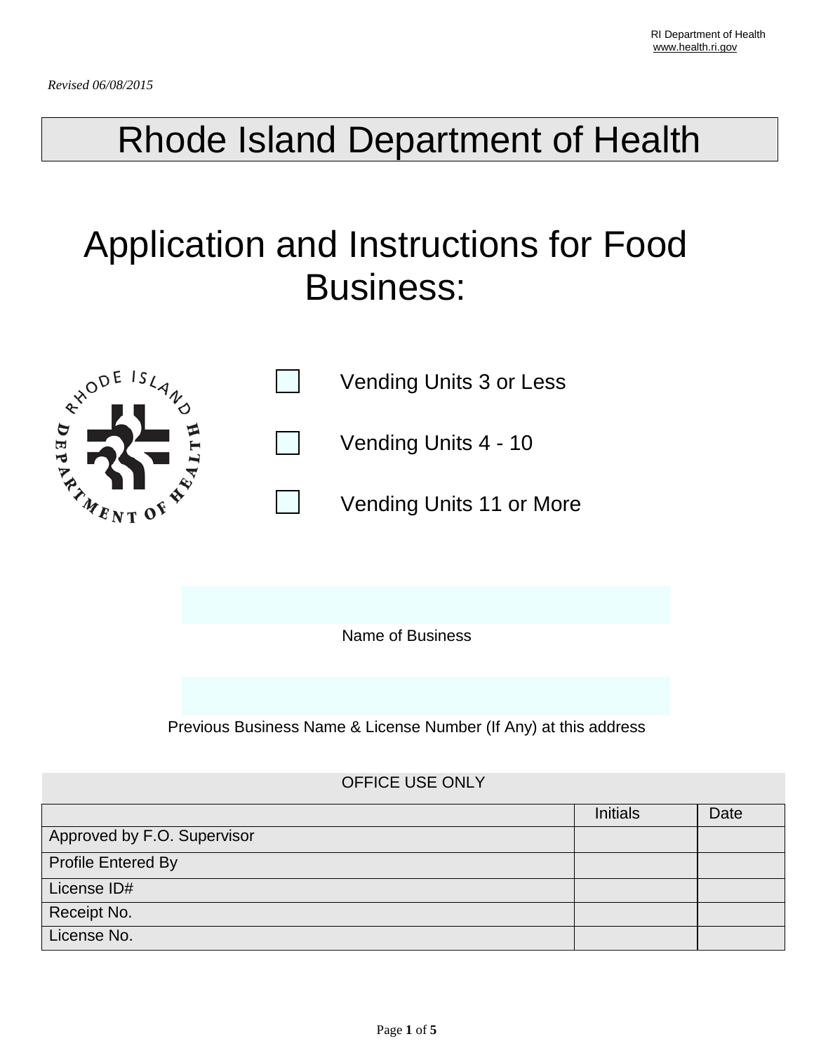RI Department of Health
www.health.ri.gov

*Revised 06/08/2015*

# Rhode Island Department of Health

## Application and Instructions for Food Business:

- ☐ Vending Units 3 or Less
- ☐ Vending Units 4 - 10
- ☐ Vending Units 11 or More

Name of Business

Previous Business Name & License Number (If Any) at this address

| OFFICE USE ONLY | | |
|---|---|---|
| | Initials | Date |
| Approved by F.O. Supervisor | | |
| Profile Entered By | | |
| License ID# | | |
| Receipt No. | | |
| License No. | | |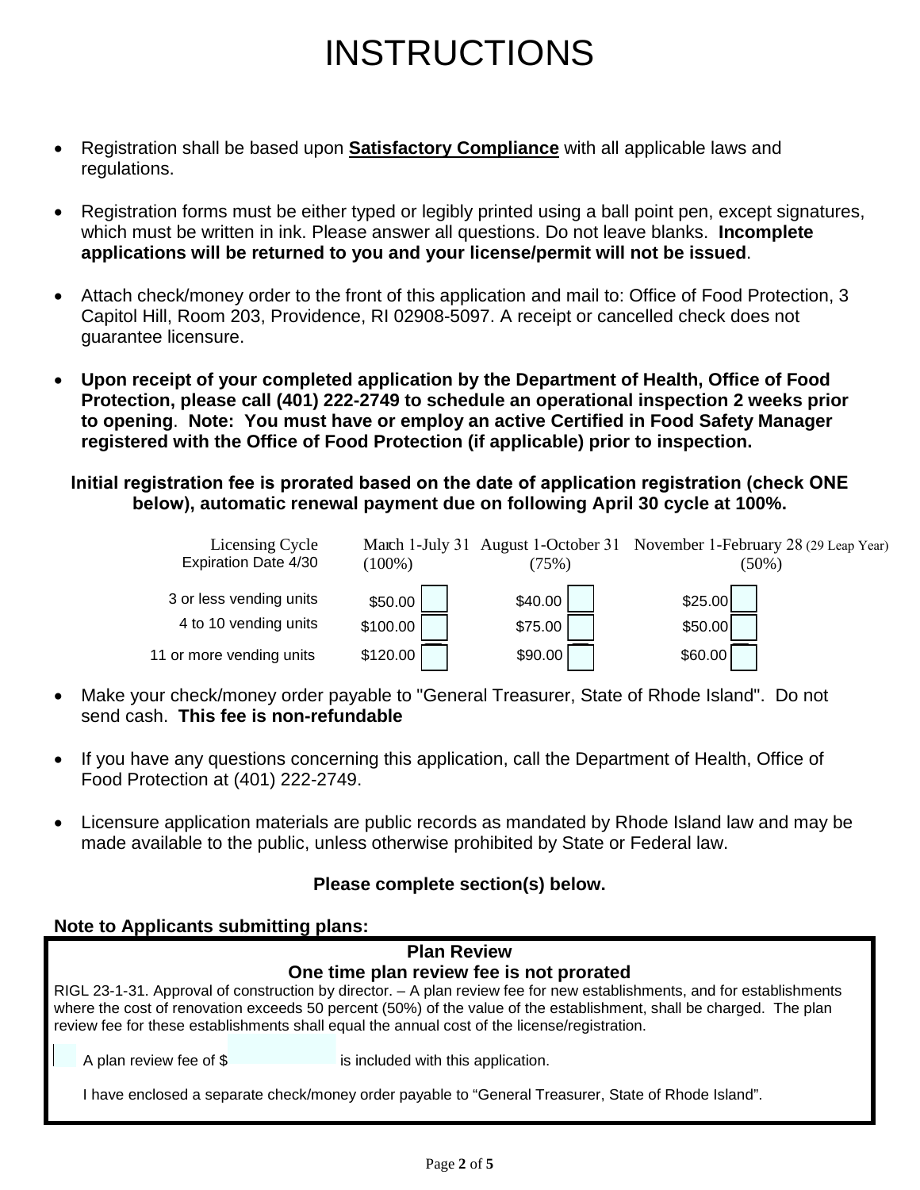# INSTRUCTIONS

- Registration shall be based upon **Satisfactory Compliance** with all applicable laws and regulations.
- Registration forms must be either typed or legibly printed using a ball point pen, except signatures, which must be written in ink. Please answer all questions. Do not leave blanks. **Incomplete applications will be returned to you and your license/permit will not be issued**.
- Attach check/money order to the front of this application and mail to: Office of Food Protection, 3 Capitol Hill, Room 203, Providence, RI 02908-5097. A receipt or cancelled check does not guarantee licensure.
- **Upon receipt of your completed application by the Department of Health, Office of Food Protection, please call (401) 222-2749 to schedule an operational inspection 2 weeks prior to opening. Note: You must have or employ an active Certified in Food Safety Manager registered with the Office of Food Protection (if applicable) prior to inspection.**

**Initial registration fee is prorated based on the date of application registration (check ONE below), automatic renewal payment due on following April 30 cycle at 100%.**

| Licensing Cycle<br>Expiration Date 4/30 | March 1-July 31<br>(100%) | August 1-October 31<br>(75%) | November 1-February 28 (29 Leap Year)<br>(50%) |
|---|---|---|---|
| 3 or less vending units | $50.00 ☐ | $40.00 ☐ | $25.00 ☐ |
| 4 to 10 vending units | $100.00 ☐ | $75.00 ☐ | $50.00 ☐ |
| 11 or more vending units | $120.00 ☐ | $90.00 ☐ | $60.00 ☐ |

- Make your check/money order payable to "General Treasurer, State of Rhode Island". Do not send cash. **This fee is non-refundable**
- If you have any questions concerning this application, call the Department of Health, Office of Food Protection at (401) 222-2749.
- Licensure application materials are public records as mandated by Rhode Island law and may be made available to the public, unless otherwise prohibited by State or Federal law.

**Please complete section(s) below.**

**Note to Applicants submitting plans:**

**Plan Review**

**One time plan review fee is not prorated**

RIGL 23-1-31. Approval of construction by director. – A plan review fee for new establishments, and for establishments where the cost of renovation exceeds 50 percent (50%) of the value of the establishment, shall be charged. The plan review fee for these establishments shall equal the annual cost of the license/registration.

☐ A plan review fee of $ ____________ is included with this application.

I have enclosed a separate check/money order payable to "General Treasurer, State of Rhode Island".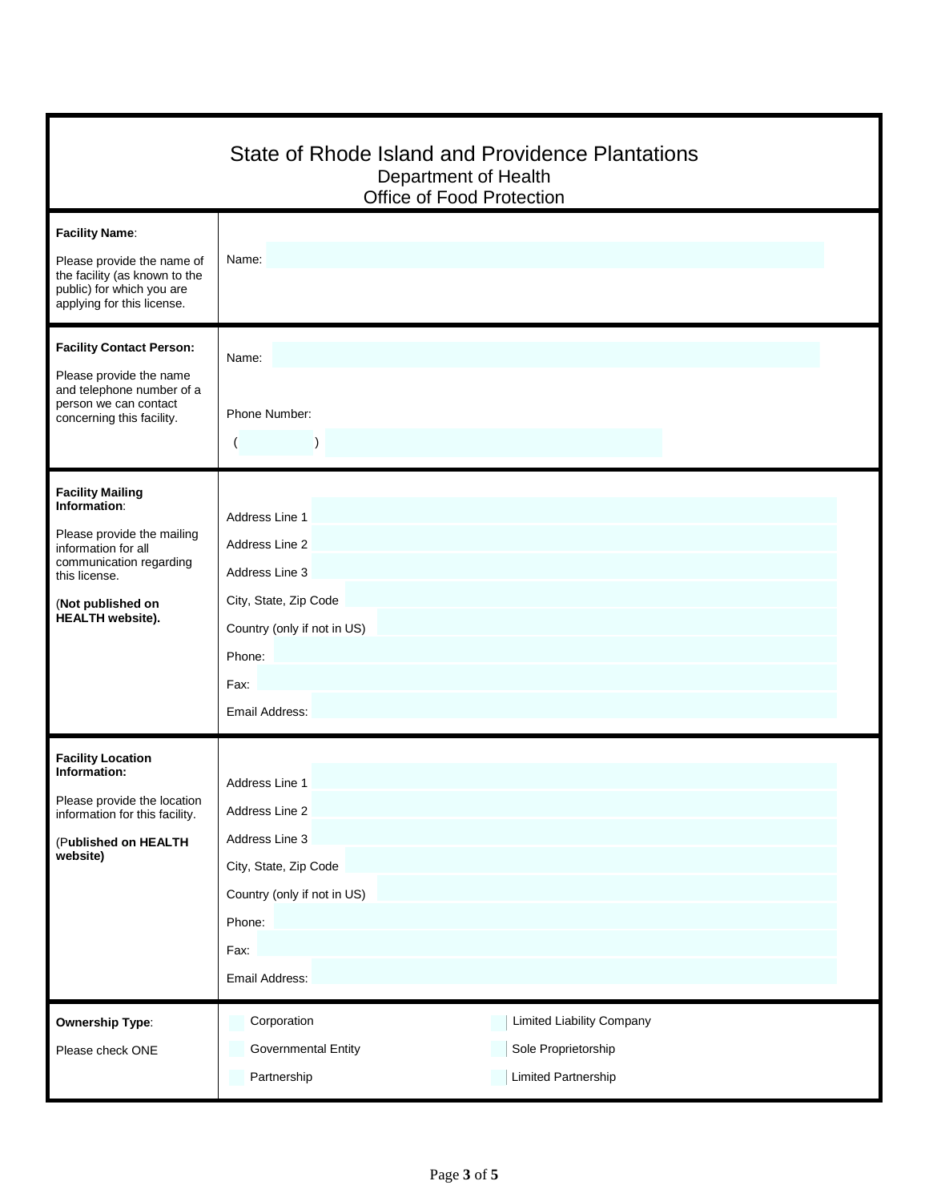# State of Rhode Island and Providence Plantations

## Department of Health
## Office of Food Protection

| | |
|---|---|
| **Facility Name**:<br><br>Please provide the name of the facility (as known to the public) for which you are applying for this license. | Name: |
| **Facility Contact Person:**<br><br>Please provide the name and telephone number of a person we can contact concerning this facility. | Name:<br><br>Phone Number:<br><br>( ) |
| **Facility Mailing Information**:<br><br>Please provide the mailing information for all communication regarding this license.<br><br>(**Not published on HEALTH website).** | Address Line 1<br>Address Line 2<br>Address Line 3<br>City, State, Zip Code<br>Country (only if not in US)<br>Phone:<br>Fax:<br>Email Address: |
| **Facility Location Information:**<br><br>Please provide the location information for this facility.<br><br>(P**ublished on HEALTH website)** | Address Line 1<br>Address Line 2<br>Address Line 3<br>City, State, Zip Code<br>Country (only if not in US)<br>Phone:<br>Fax:<br>Email Address: |
| **Ownership Type**:<br><br>Please check ONE | ☐ Corporation ☐ Limited Liability Company<br>☐ Governmental Entity ☐ Sole Proprietorship<br>☐ Partnership ☐ Limited Partnership |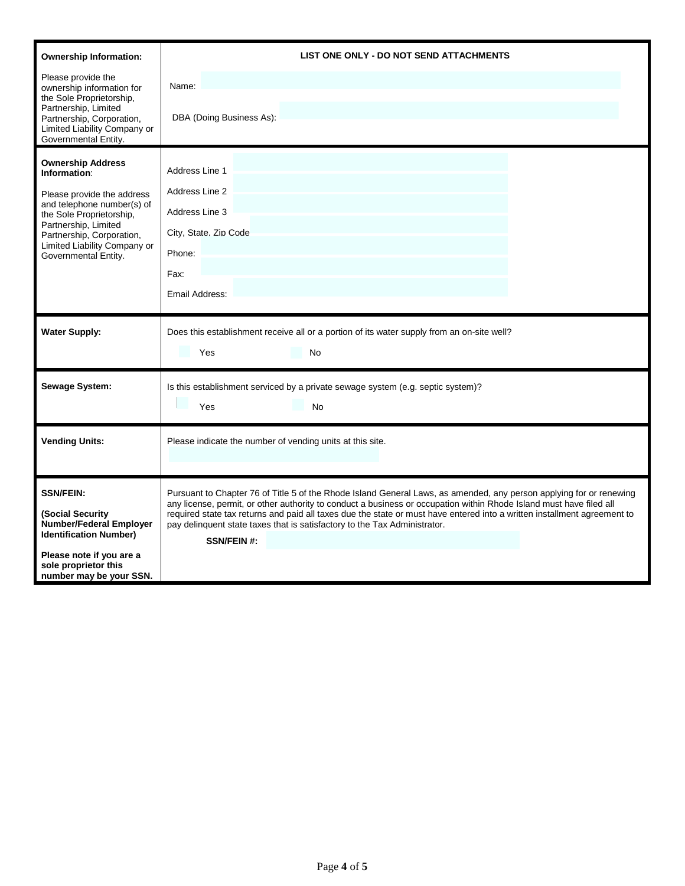| **Ownership Information:** Please provide the ownership information for the Sole Proprietorship, Partnership, Limited Partnership, Corporation, Limited Liability Company or Governmental Entity. | **LIST ONE ONLY - DO NOT SEND ATTACHMENTS**<br><br>Name:<br><br>DBA (Doing Business As): |
|---|---|
| **Ownership Address Information**: Please provide the address and telephone number(s) of the Sole Proprietorship, Partnership, Limited Partnership, Corporation, Limited Liability Company or Governmental Entity. | Address Line 1<br>Address Line 2<br>Address Line 3<br>City, State, Zip Code<br>Phone:<br>Fax:<br>Email Address: |
| **Water Supply:** | Does this establishment receive all or a portion of its water supply from an on-site well?<br><br>☐ Yes ☐ No |
| **Sewage System:** | Is this establishment serviced by a private sewage system (e.g. septic system)?<br><br>☐ Yes ☐ No |
| **Vending Units:** | Please indicate the number of vending units at this site. |
| **SSN/FEIN:**<br><br>**(Social Security Number/Federal Employer Identification Number)**<br><br>**Please note if you are a sole proprietor this number may be your SSN.** | Pursuant to Chapter 76 of Title 5 of the Rhode Island General Laws, as amended, any person applying for or renewing any license, permit, or other authority to conduct a business or occupation within Rhode Island must have filed all required state tax returns and paid all taxes due the state or must have entered into a written installment agreement to pay delinquent state taxes that is satisfactory to the Tax Administrator.<br><br>**SSN/FEIN #:** |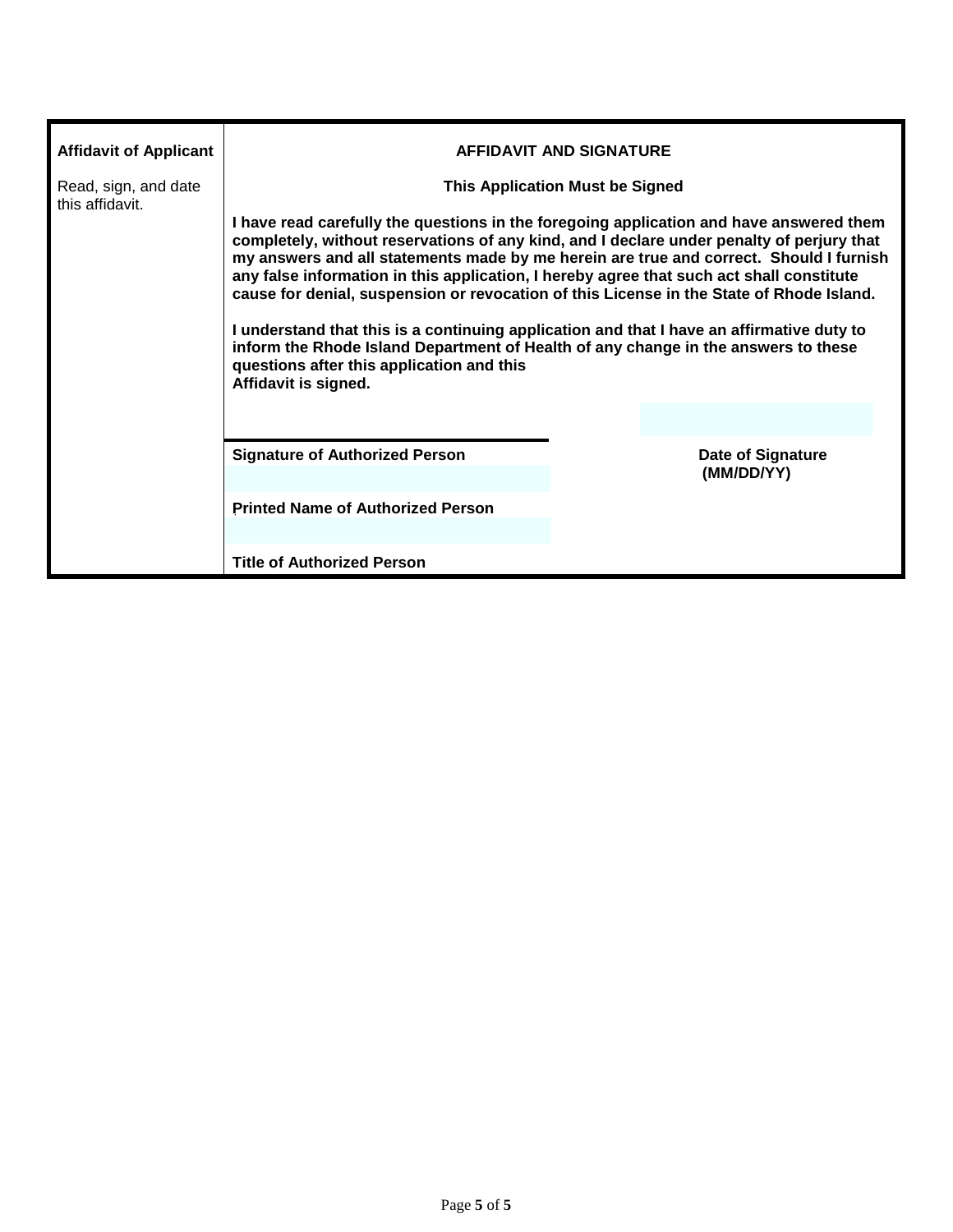| | |
|---|---|
| **Affidavit of Applicant**<br><br>Read, sign, and date this affidavit. | **AFFIDAVIT AND SIGNATURE**<br><br>**This Application Must be Signed**<br><br>**I have read carefully the questions in the foregoing application and have answered them completely, without reservations of any kind, and I declare under penalty of perjury that my answers and all statements made by me herein are true and correct. Should I furnish any false information in this application, I hereby agree that such act shall constitute cause for denial, suspension or revocation of this License in the State of Rhode Island.**<br><br>**I understand that this is a continuing application and that I have an affirmative duty to inform the Rhode Island Department of Health of any change in the answers to these questions after this application and this Affidavit is signed.**<br><br>**Signature of Authorized Person** &nbsp;&nbsp;&nbsp;&nbsp; **Date of Signature (MM/DD/YY)**<br><br>**Printed Name of Authorized Person**<br><br>**Title of Authorized Person** |